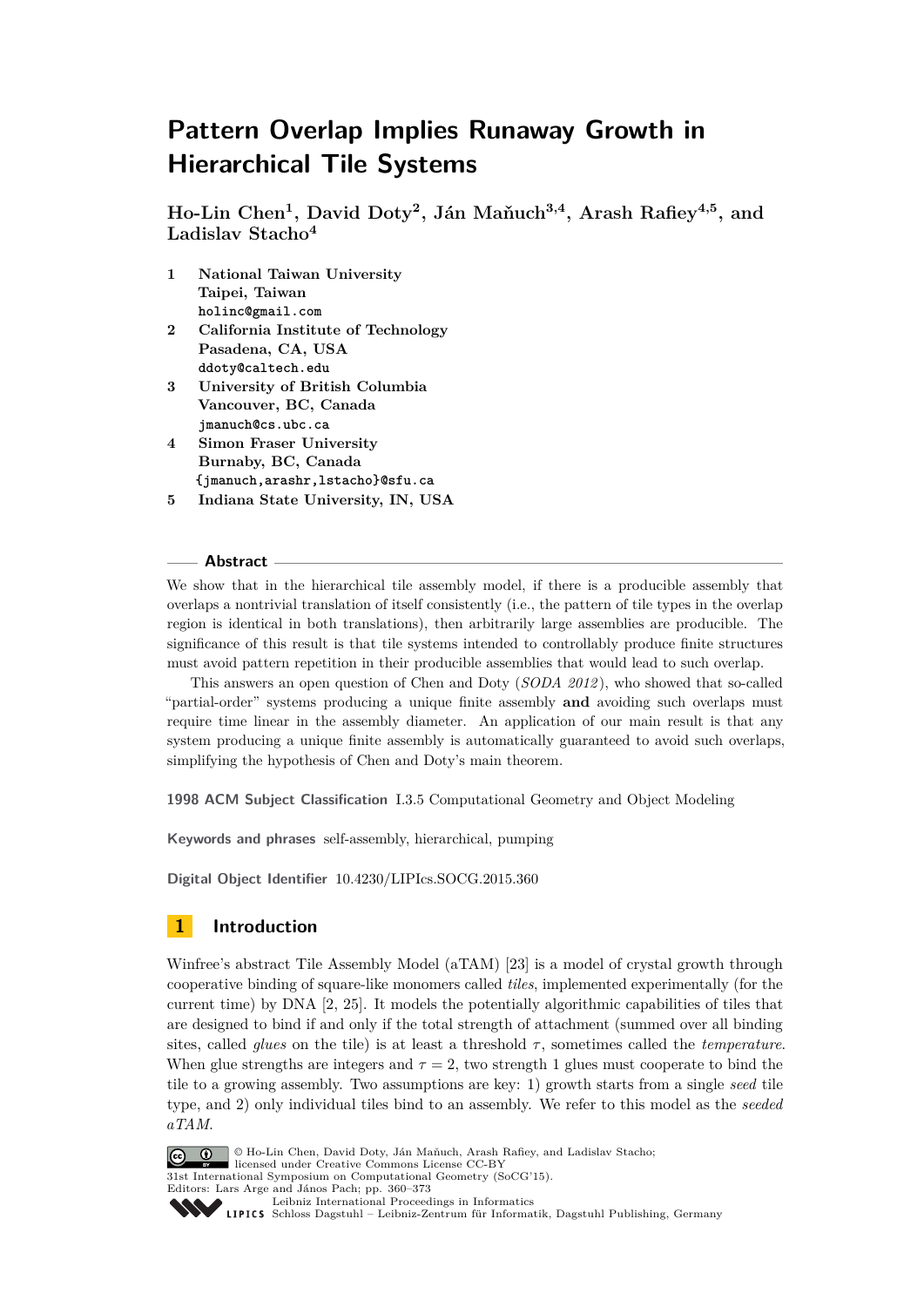# Pattern Overlap Implies Runaway Growth in Hierarchical Tile Systems

**Ho-Lin Chen[1], David Doty[2], Ján Maňuch[3,4], Arash Rafiey[4,5], and Ladislav Stacho[4]**

1. **National Taiwan University**
   **Taipei, Taiwan**
   `holinc@gmail.com`
2. **California Institute of Technology**
   **Pasadena, CA, USA**
   `ddoty@caltech.edu`
3. **University of British Columbia**
   **Vancouver, BC, Canada**
   `jmanuch@cs.ubc.ca`
4. **Simon Fraser University**
   **Burnaby, BC, Canada**
   `{jmanuch,arashr,lstacho}@sfu.ca`
5. **Indiana State University, IN, USA**

## Abstract

We show that in the hierarchical tile assembly model, if there is a producible assembly that overlaps a nontrivial translation of itself consistently (i.e., the pattern of tile types in the overlap region is identical in both translations), then arbitrarily large assemblies are producible. The significance of this result is that tile systems intended to controllably produce finite structures must avoid pattern repetition in their producible assemblies that would lead to such overlap.

This answers an open question of Chen and Doty (*SODA 2012*), who showed that so-called "partial-order" systems producing a unique finite assembly **and** avoiding such overlaps must require time linear in the assembly diameter. An application of our main result is that any system producing a unique finite assembly is automatically guaranteed to avoid such overlaps, simplifying the hypothesis of Chen and Doty's main theorem.

**1998 ACM Subject Classification** I.3.5 Computational Geometry and Object Modeling

**Keywords and phrases** self-assembly, hierarchical, pumping

**Digital Object Identifier** 10.4230/LIPIcs.SOCG.2015.360

## 1 Introduction

Winfree's abstract Tile Assembly Model (aTAM) [23] is a model of crystal growth through cooperative binding of square-like monomers called *tiles*, implemented experimentally (for the current time) by DNA [2, 25]. It models the potentially algorithmic capabilities of tiles that are designed to bind if and only if the total strength of attachment (summed over all binding sites, called *glues* on the tile) is at least a threshold $\tau$, sometimes called the *temperature*. When glue strengths are integers and $\tau = 2$, two strength 1 glues must cooperate to bind the tile to a growing assembly. Two assumptions are key: 1) growth starts from a single *seed* tile type, and 2) only individual tiles bind to an assembly. We refer to this model as the *seeded aTAM*.

© Ho-Lin Chen, David Doty, Ján Maňuch, Arash Rafiey, and Ladislav Stacho;
licensed under Creative Commons License CC-BY
31st International Symposium on Computational Geometry (SoCG'15).
Editors: Lars Arge and János Pach; pp. 360–373
Leibniz International Proceedings in Informatics
LIPICS Schloss Dagstuhl – Leibniz-Zentrum für Informatik, Dagstuhl Publishing, Germany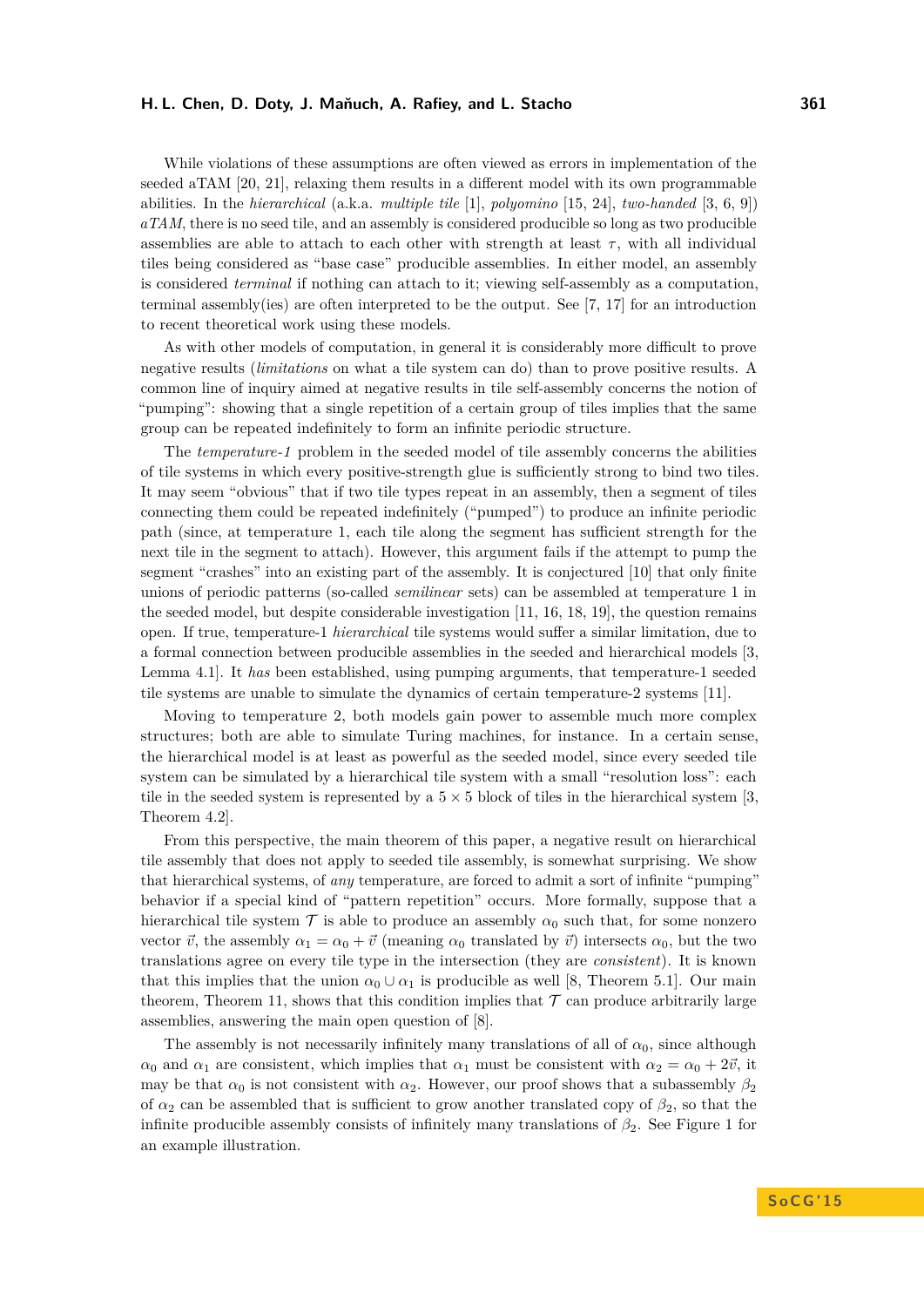While violations of these assumptions are often viewed as errors in implementation of the seeded aTAM [20, 21], relaxing them results in a different model with its own programmable abilities. In the *hierarchical* (a.k.a. *multiple tile* [1], *polyomino* [15, 24], *two-handed* [3, 6, 9]) *aTAM*, there is no seed tile, and an assembly is considered producible so long as two producible assemblies are able to attach to each other with strength at least $\tau$, with all individual tiles being considered as "base case" producible assemblies. In either model, an assembly is considered *terminal* if nothing can attach to it; viewing self-assembly as a computation, terminal assembly(ies) are often interpreted to be the output. See [7, 17] for an introduction to recent theoretical work using these models.

As with other models of computation, in general it is considerably more difficult to prove negative results (*limitations* on what a tile system can do) than to prove positive results. A common line of inquiry aimed at negative results in tile self-assembly concerns the notion of "pumping": showing that a single repetition of a certain group of tiles implies that the same group can be repeated indefinitely to form an infinite periodic structure.

The *temperature-1* problem in the seeded model of tile assembly concerns the abilities of tile systems in which every positive-strength glue is sufficiently strong to bind two tiles. It may seem "obvious" that if two tile types repeat in an assembly, then a segment of tiles connecting them could be repeated indefinitely ("pumped") to produce an infinite periodic path (since, at temperature 1, each tile along the segment has sufficient strength for the next tile in the segment to attach). However, this argument fails if the attempt to pump the segment "crashes" into an existing part of the assembly. It is conjectured [10] that only finite unions of periodic patterns (so-called *semilinear* sets) can be assembled at temperature 1 in the seeded model, but despite considerable investigation [11, 16, 18, 19], the question remains open. If true, temperature-1 *hierarchical* tile systems would suffer a similar limitation, due to a formal connection between producible assemblies in the seeded and hierarchical models [3, Lemma 4.1]. It *has* been established, using pumping arguments, that temperature-1 seeded tile systems are unable to simulate the dynamics of certain temperature-2 systems [11].

Moving to temperature 2, both models gain power to assemble much more complex structures; both are able to simulate Turing machines, for instance. In a certain sense, the hierarchical model is at least as powerful as the seeded model, since every seeded tile system can be simulated by a hierarchical tile system with a small "resolution loss": each tile in the seeded system is represented by a $5 \times 5$ block of tiles in the hierarchical system [3, Theorem 4.2].

From this perspective, the main theorem of this paper, a negative result on hierarchical tile assembly that does not apply to seeded tile assembly, is somewhat surprising. We show that hierarchical systems, of *any* temperature, are forced to admit a sort of infinite "pumping" behavior if a special kind of "pattern repetition" occurs. More formally, suppose that a hierarchical tile system $\mathcal{T}$ is able to produce an assembly $\alpha_0$ such that, for some nonzero vector $\vec{v}$, the assembly $\alpha_1 = \alpha_0 + \vec{v}$ (meaning $\alpha_0$ translated by $\vec{v}$) intersects $\alpha_0$, but the two translations agree on every tile type in the intersection (they are *consistent*). It is known that this implies that the union $\alpha_0 \cup \alpha_1$ is producible as well [8, Theorem 5.1]. Our main theorem, Theorem 11, shows that this condition implies that $\mathcal{T}$ can produce arbitrarily large assemblies, answering the main open question of [8].

The assembly is not necessarily infinitely many translations of all of $\alpha_0$, since although $\alpha_0$ and $\alpha_1$ are consistent, which implies that $\alpha_1$ must be consistent with $\alpha_2 = \alpha_0 + 2\vec{v}$, it may be that $\alpha_0$ is not consistent with $\alpha_2$. However, our proof shows that a subassembly $\beta_2$ of $\alpha_2$ can be assembled that is sufficient to grow another translated copy of $\beta_2$, so that the infinite producible assembly consists of infinitely many translations of $\beta_2$. See Figure 1 for an example illustration.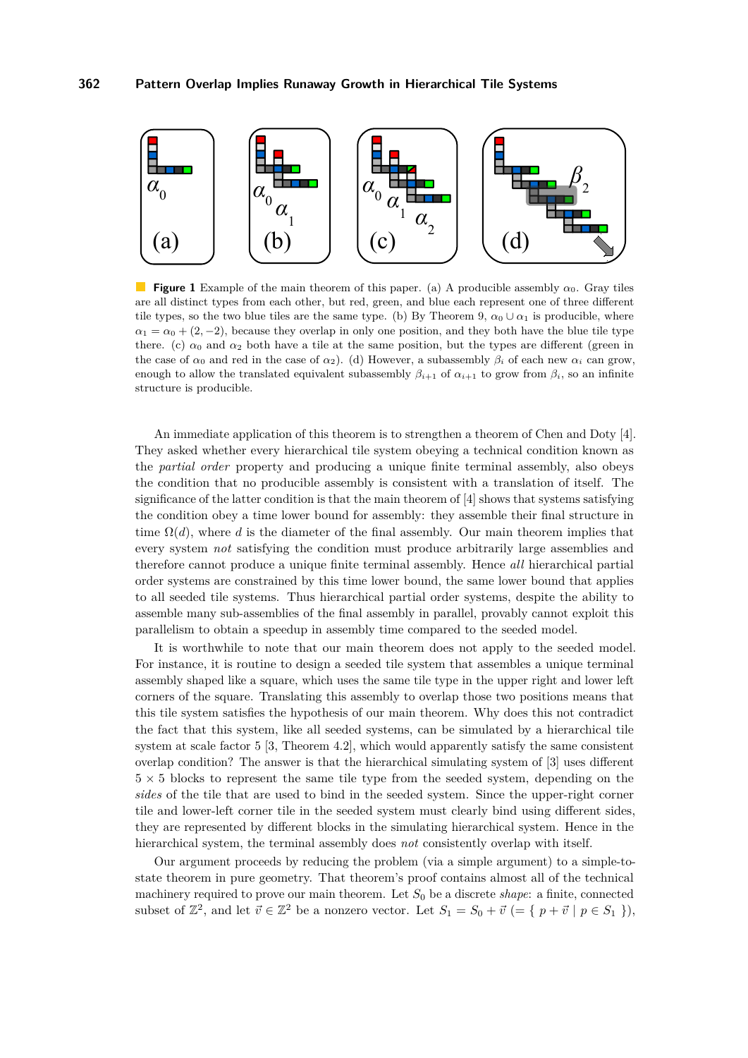**Figure 1** Example of the main theorem of this paper. (a) A producible assembly $\alpha_0$. Gray tiles are all distinct types from each other, but red, green, and blue each represent one of three different tile types, so the two blue tiles are the same type. (b) By Theorem 9, $\alpha_0 \cup \alpha_1$ is producible, where $\alpha_1 = \alpha_0 + (2, -2)$, because they overlap in only one position, and they both have the blue tile type there. (c) $\alpha_0$ and $\alpha_2$ both have a tile at the same position, but the types are different (green in the case of $\alpha_0$ and red in the case of $\alpha_2$). (d) However, a subassembly $\beta_i$ of each new $\alpha_i$ can grow, enough to allow the translated equivalent subassembly $\beta_{i+1}$ of $\alpha_{i+1}$ to grow from $\beta_i$, so an infinite structure is producible.

An immediate application of this theorem is to strengthen a theorem of Chen and Doty [4]. They asked whether every hierarchical tile system obeying a technical condition known as the *partial order* property and producing a unique finite terminal assembly, also obeys the condition that no producible assembly is consistent with a translation of itself. The significance of the latter condition is that the main theorem of [4] shows that systems satisfying the condition obey a time lower bound for assembly: they assemble their final structure in time $\Omega(d)$, where $d$ is the diameter of the final assembly. Our main theorem implies that every system *not* satisfying the condition must produce arbitrarily large assemblies and therefore cannot produce a unique finite terminal assembly. Hence *all* hierarchical partial order systems are constrained by this time lower bound, the same lower bound that applies to all seeded tile systems. Thus hierarchical partial order systems, despite the ability to assemble many sub-assemblies of the final assembly in parallel, provably cannot exploit this parallelism to obtain a speedup in assembly time compared to the seeded model.

It is worthwhile to note that our main theorem does not apply to the seeded model. For instance, it is routine to design a seeded tile system that assembles a unique terminal assembly shaped like a square, which uses the same tile type in the upper right and lower left corners of the square. Translating this assembly to overlap those two positions means that this tile system satisfies the hypothesis of our main theorem. Why does this not contradict the fact that this system, like all seeded systems, can be simulated by a hierarchical tile system at scale factor 5 [3, Theorem 4.2], which would apparently satisfy the same consistent overlap condition? The answer is that the hierarchical simulating system of [3] uses different $5 \times 5$ blocks to represent the same tile type from the seeded system, depending on the *sides* of the tile that are used to bind in the seeded system. Since the upper-right corner tile and lower-left corner tile in the seeded system must clearly bind using different sides, they are represented by different blocks in the simulating hierarchical system. Hence in the hierarchical system, the terminal assembly does *not* consistently overlap with itself.

Our argument proceeds by reducing the problem (via a simple argument) to a simple-to-state theorem in pure geometry. That theorem's proof contains almost all of the technical machinery required to prove our main theorem. Let $S_0$ be a discrete *shape*: a finite, connected subset of $\mathbb{Z}^2$, and let $\vec{v} \in \mathbb{Z}^2$ be a nonzero vector. Let $S_1 = S_0 + \vec{v}$ $(= \{\ p + \vec{v} \mid p \in S_1\ \})$,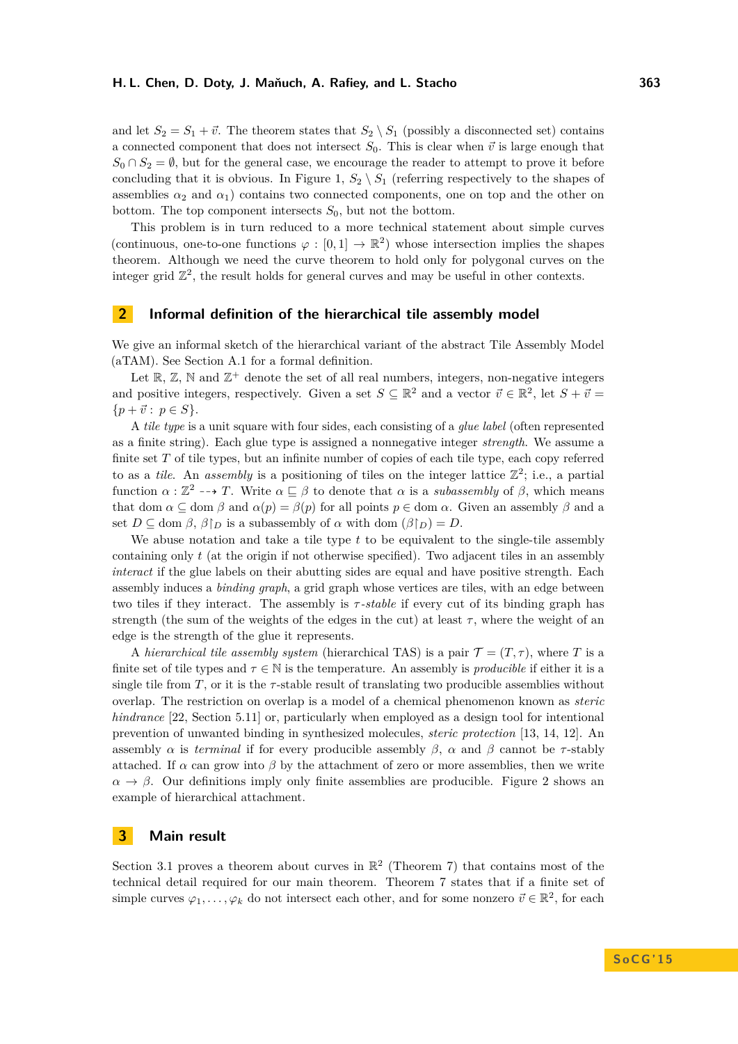and let $S_2 = S_1 + \vec{v}$. The theorem states that $S_2 \setminus S_1$ (possibly a disconnected set) contains a connected component that does not intersect $S_0$. This is clear when $\vec{v}$ is large enough that $S_0 \cap S_2 = \emptyset$, but for the general case, we encourage the reader to attempt to prove it before concluding that it is obvious. In Figure 1, $S_2 \setminus S_1$ (referring respectively to the shapes of assemblies $\alpha_2$ and $\alpha_1$) contains two connected components, one on top and the other on bottom. The top component intersects $S_0$, but not the bottom.

This problem is in turn reduced to a more technical statement about simple curves (continuous, one-to-one functions $\varphi : [0,1] \to \mathbb{R}^2$) whose intersection implies the shapes theorem. Although we need the curve theorem to hold only for polygonal curves on the integer grid $\mathbb{Z}^2$, the result holds for general curves and may be useful in other contexts.

## 2 Informal definition of the hierarchical tile assembly model

We give an informal sketch of the hierarchical variant of the abstract Tile Assembly Model (aTAM). See Section A.1 for a formal definition.

Let $\mathbb{R}$, $\mathbb{Z}$, $\mathbb{N}$ and $\mathbb{Z}^+$ denote the set of all real numbers, integers, non-negative integers and positive integers, respectively. Given a set $S \subseteq \mathbb{R}^2$ and a vector $\vec{v} \in \mathbb{R}^2$, let $S + \vec{v} = \{p + \vec{v} : p \in S\}$.

A *tile type* is a unit square with four sides, each consisting of a *glue label* (often represented as a finite string). Each glue type is assigned a nonnegative integer *strength*. We assume a finite set $T$ of tile types, but an infinite number of copies of each tile type, each copy referred to as a *tile*. An *assembly* is a positioning of tiles on the integer lattice $\mathbb{Z}^2$; i.e., a partial function $\alpha : \mathbb{Z}^2 \dashrightarrow T$. Write $\alpha \sqsubseteq \beta$ to denote that $\alpha$ is a *subassembly* of $\beta$, which means that $\text{dom}\, \alpha \subseteq \text{dom}\, \beta$ and $\alpha(p) = \beta(p)$ for all points $p \in \text{dom}\, \alpha$. Given an assembly $\beta$ and a set $D \subseteq \text{dom}\, \beta$, $\beta\restriction_D$ is a subassembly of $\alpha$ with $\text{dom}\, (\beta\restriction_D) = D$.

We abuse notation and take a tile type $t$ to be equivalent to the single-tile assembly containing only $t$ (at the origin if not otherwise specified). Two adjacent tiles in an assembly *interact* if the glue labels on their abutting sides are equal and have positive strength. Each assembly induces a *binding graph*, a grid graph whose vertices are tiles, with an edge between two tiles if they interact. The assembly is *$\tau$-stable* if every cut of its binding graph has strength (the sum of the weights of the edges in the cut) at least $\tau$, where the weight of an edge is the strength of the glue it represents.

A *hierarchical tile assembly system* (hierarchical TAS) is a pair $\mathcal{T} = (T, \tau)$, where $T$ is a finite set of tile types and $\tau \in \mathbb{N}$ is the temperature. An assembly is *producible* if either it is a single tile from $T$, or it is the $\tau$-stable result of translating two producible assemblies without overlap. The restriction on overlap is a model of a chemical phenomenon known as *steric hindrance* [22, Section 5.11] or, particularly when employed as a design tool for intentional prevention of unwanted binding in synthesized molecules, *steric protection* [13, 14, 12]. An assembly $\alpha$ is *terminal* if for every producible assembly $\beta$, $\alpha$ and $\beta$ cannot be $\tau$-stably attached. If $\alpha$ can grow into $\beta$ by the attachment of zero or more assemblies, then we write $\alpha \to \beta$. Our definitions imply only finite assemblies are producible. Figure 2 shows an example of hierarchical attachment.

## 3 Main result

Section 3.1 proves a theorem about curves in $\mathbb{R}^2$ (Theorem 7) that contains most of the technical detail required for our main theorem. Theorem 7 states that if a finite set of simple curves $\varphi_1, \ldots, \varphi_k$ do not intersect each other, and for some nonzero $\vec{v} \in \mathbb{R}^2$, for each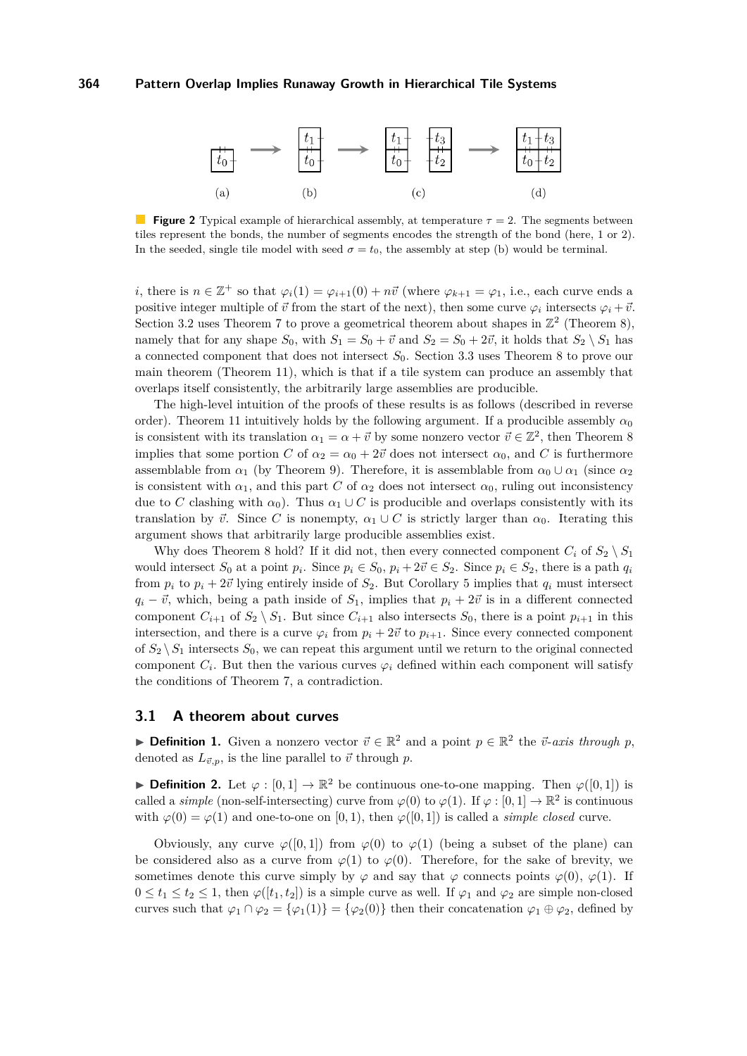(a) (b) (c) (d)

**Figure 2** Typical example of hierarchical assembly, at temperature $\tau = 2$. The segments between tiles represent the bonds, the number of segments encodes the strength of the bond (here, 1 or 2). In the seeded, single tile model with seed $\sigma = t_0$, the assembly at step (b) would be terminal.

$i$, there is $n \in \mathbb{Z}^+$ so that $\varphi_i(1) = \varphi_{i+1}(0) + n\vec{v}$ (where $\varphi_{k+1} = \varphi_1$, i.e., each curve ends a positive integer multiple of $\vec{v}$ from the start of the next), then some curve $\varphi_i$ intersects $\varphi_i + \vec{v}$. Section 3.2 uses Theorem 7 to prove a geometrical theorem about shapes in $\mathbb{Z}^2$ (Theorem 8), namely that for any shape $S_0$, with $S_1 = S_0 + \vec{v}$ and $S_2 = S_0 + 2\vec{v}$, it holds that $S_2 \setminus S_1$ has a connected component that does not intersect $S_0$. Section 3.3 uses Theorem 8 to prove our main theorem (Theorem 11), which is that if a tile system can produce an assembly that overlaps itself consistently, the arbitrarily large assemblies are producible.

The high-level intuition of the proofs of these results is as follows (described in reverse order). Theorem 11 intuitively holds by the following argument. If a producible assembly $\alpha_0$ is consistent with its translation $\alpha_1 = \alpha + \vec{v}$ by some nonzero vector $\vec{v} \in \mathbb{Z}^2$, then Theorem 8 implies that some portion $C$ of $\alpha_2 = \alpha_0 + 2\vec{v}$ does not intersect $\alpha_0$, and $C$ is furthermore assemblable from $\alpha_1$ (by Theorem 9). Therefore, it is assemblable from $\alpha_0 \cup \alpha_1$ (since $\alpha_2$ is consistent with $\alpha_1$, and this part $C$ of $\alpha_2$ does not intersect $\alpha_0$, ruling out inconsistency due to $C$ clashing with $\alpha_0$). Thus $\alpha_1 \cup C$ is producible and overlaps consistently with its translation by $\vec{v}$. Since $C$ is nonempty, $\alpha_1 \cup C$ is strictly larger than $\alpha_0$. Iterating this argument shows that arbitrarily large producible assemblies exist.

Why does Theorem 8 hold? If it did not, then every connected component $C_i$ of $S_2 \setminus S_1$ would intersect $S_0$ at a point $p_i$. Since $p_i \in S_0$, $p_i + 2\vec{v} \in S_2$. Since $p_i \in S_2$, there is a path $q_i$ from $p_i$ to $p_i + 2\vec{v}$ lying entirely inside of $S_2$. But Corollary 5 implies that $q_i$ must intersect $q_i - \vec{v}$, which, being a path inside of $S_1$, implies that $p_i + 2\vec{v}$ is in a different connected component $C_{i+1}$ of $S_2 \setminus S_1$. But since $C_{i+1}$ also intersects $S_0$, there is a point $p_{i+1}$ in this intersection, and there is a curve $\varphi_i$ from $p_i + 2\vec{v}$ to $p_{i+1}$. Since every connected component of $S_2 \setminus S_1$ intersects $S_0$, we can repeat this argument until we return to the original connected component $C_i$. But then the various curves $\varphi_i$ defined within each component will satisfy the conditions of Theorem 7, a contradiction.

## 3.1 A theorem about curves

▶ **Definition 1.** Given a nonzero vector $\vec{v} \in \mathbb{R}^2$ and a point $p \in \mathbb{R}^2$ the *$\vec{v}$-axis through* $p$, denoted as $L_{\vec{v},p}$, is the line parallel to $\vec{v}$ through $p$.

▶ **Definition 2.** Let $\varphi : [0,1] \to \mathbb{R}^2$ be continuous one-to-one mapping. Then $\varphi([0,1])$ is called a *simple* (non-self-intersecting) curve from $\varphi(0)$ to $\varphi(1)$. If $\varphi : [0,1] \to \mathbb{R}^2$ is continuous with $\varphi(0) = \varphi(1)$ and one-to-one on $[0,1)$, then $\varphi([0,1])$ is called a *simple closed* curve.

Obviously, any curve $\varphi([0,1])$ from $\varphi(0)$ to $\varphi(1)$ (being a subset of the plane) can be considered also as a curve from $\varphi(1)$ to $\varphi(0)$. Therefore, for the sake of brevity, we sometimes denote this curve simply by $\varphi$ and say that $\varphi$ connects points $\varphi(0)$, $\varphi(1)$. If $0 \le t_1 \le t_2 \le 1$, then $\varphi([t_1,t_2])$ is a simple curve as well. If $\varphi_1$ and $\varphi_2$ are simple non-closed curves such that $\varphi_1 \cap \varphi_2 = \{\varphi_1(1)\} = \{\varphi_2(0)\}$ then their concatenation $\varphi_1 \oplus \varphi_2$, defined by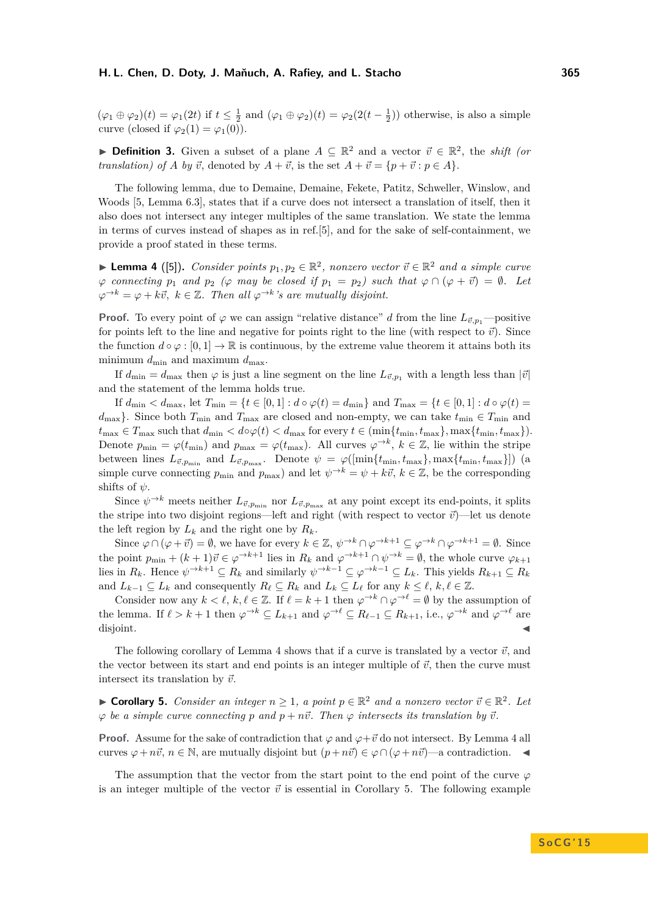$(\varphi_1 \oplus \varphi_2)(t) = \varphi_1(2t)$ if $t \leq \frac{1}{2}$ and $(\varphi_1 \oplus \varphi_2)(t) = \varphi_2(2(t-\frac{1}{2}))$ otherwise, is also a simple curve (closed if $\varphi_2(1) = \varphi_1(0)$).

▶ **Definition 3.** Given a subset of a plane $A \subseteq \mathbb{R}^2$ and a vector $\vec{v} \in \mathbb{R}^2$, the *shift (or translation) of $A$ by $\vec{v}$*, denoted by $A + \vec{v}$, is the set $A + \vec{v} = \{p + \vec{v} : p \in A\}$.

The following lemma, due to Demaine, Demaine, Fekete, Patitz, Schweller, Winslow, and Woods [5, Lemma 6.3], states that if a curve does not intersect a translation of itself, then it also does not intersect any integer multiples of the same translation. We state the lemma in terms of curves instead of shapes as in ref.[5], and for the sake of self-containment, we provide a proof stated in these terms.

▶ **Lemma 4** ([5]). *Consider points $p_1, p_2 \in \mathbb{R}^2$, nonzero vector $\vec{v} \in \mathbb{R}^2$ and a simple curve $\varphi$ connecting $p_1$ and $p_2$ ($\varphi$ may be closed if $p_1 = p_2$) such that $\varphi \cap (\varphi + \vec{v}) = \emptyset$. Let $\varphi^{\to k} = \varphi + k\vec{v}$, $k \in \mathbb{Z}$. Then all $\varphi^{\to k}$'s are mutually disjoint.*

**Proof.** To every point of $\varphi$ we can assign "relative distance" $d$ from the line $L_{\vec{v},p_1}$—positive for points left to the line and negative for points right to the line (with respect to $\vec{v}$). Since the function $d \circ \varphi : [0,1] \to \mathbb{R}$ is continuous, by the extreme value theorem it attains both its minimum $d_{\min}$ and maximum $d_{\max}$.

If $d_{\min} = d_{\max}$ then $\varphi$ is just a line segment on the line $L_{\vec{v},p_1}$ with a length less than $|\vec{v}|$ and the statement of the lemma holds true.

If $d_{\min} < d_{\max}$, let $T_{\min} = \{t \in [0,1] : d \circ \varphi(t) = d_{\min}\}$ and $T_{\max} = \{t \in [0,1] : d \circ \varphi(t) = d_{\max}\}$. Since both $T_{\min}$ and $T_{\max}$ are closed and non-empty, we can take $t_{\min} \in T_{\min}$ and $t_{\max} \in T_{\max}$ such that $d_{\min} < d \circ \varphi(t) < d_{\max}$ for every $t \in (\min\{t_{\min}, t_{\max}\}, \max\{t_{\min}, t_{\max}\})$. Denote $p_{\min} = \varphi(t_{\min})$ and $p_{\max} = \varphi(t_{\max})$. All curves $\varphi^{\to k}$, $k \in \mathbb{Z}$, lie within the stripe between lines $L_{\vec{v},p_{\min}}$ and $L_{\vec{v},p_{\max}}$. Denote $\psi = \varphi([\min\{t_{\min}, t_{\max}\}, \max\{t_{\min}, t_{\max}\}])$ (a simple curve connecting $p_{\min}$ and $p_{\max}$) and let $\psi^{\to k} = \psi + k\vec{v}$, $k \in \mathbb{Z}$, be the corresponding shifts of $\psi$.

Since $\psi^{\to k}$ meets neither $L_{\vec{v},p_{\min}}$ nor $L_{\vec{v},p_{\max}}$ at any point except its end-points, it splits the stripe into two disjoint regions—left and right (with respect to vector $\vec{v}$)—let us denote the left region by $L_k$ and the right one by $R_k$.

Since $\varphi \cap (\varphi + \vec{v}) = \emptyset$, we have for every $k \in \mathbb{Z}$, $\psi^{\to k} \cap \varphi^{\to k+1} \subseteq \varphi^{\to k} \cap \varphi^{\to k+1} = \emptyset$. Since the point $p_{\min} + (k+1)\vec{v} \in \varphi^{\to k+1}$ lies in $R_k$ and $\varphi^{\to k+1} \cap \psi^{\to k} = \emptyset$, the whole curve $\varphi_{k+1}$ lies in $R_k$. Hence $\psi^{\to k+1} \subseteq R_k$ and similarly $\psi^{\to k-1} \subseteq \varphi^{\to k-1} \subseteq L_k$. This yields $R_{k+1} \subseteq R_k$ and $L_{k-1} \subseteq L_k$ and consequently $R_\ell \subseteq R_k$ and $L_k \subseteq L_\ell$ for any $k \leq \ell$, $k, \ell \in \mathbb{Z}$.

Consider now any $k < \ell$, $k, \ell \in \mathbb{Z}$. If $\ell = k+1$ then $\varphi^{\to k} \cap \varphi^{\to \ell} = \emptyset$ by the assumption of the lemma. If $\ell > k+1$ then $\varphi^{\to k} \subseteq L_{k+1}$ and $\varphi^{\to \ell} \subseteq R_{\ell-1} \subseteq R_{k+1}$, i.e., $\varphi^{\to k}$ and $\varphi^{\to \ell}$ are disjoint. ◀

The following corollary of Lemma 4 shows that if a curve is translated by a vector $\vec{v}$, and the vector between its start and end points is an integer multiple of $\vec{v}$, then the curve must intersect its translation by $\vec{v}$.

▶ **Corollary 5.** *Consider an integer $n \geq 1$, a point $p \in \mathbb{R}^2$ and a nonzero vector $\vec{v} \in \mathbb{R}^2$. Let $\varphi$ be a simple curve connecting $p$ and $p + n\vec{v}$. Then $\varphi$ intersects its translation by $\vec{v}$.*

**Proof.** Assume for the sake of contradiction that $\varphi$ and $\varphi + \vec{v}$ do not intersect. By Lemma 4 all curves $\varphi + n\vec{v}$, $n \in \mathbb{N}$, are mutually disjoint but $(p + n\vec{v}) \in \varphi \cap (\varphi + n\vec{v})$—a contradiction. ◀

The assumption that the vector from the start point to the end point of the curve $\varphi$ is an integer multiple of the vector $\vec{v}$ is essential in Corollary 5. The following example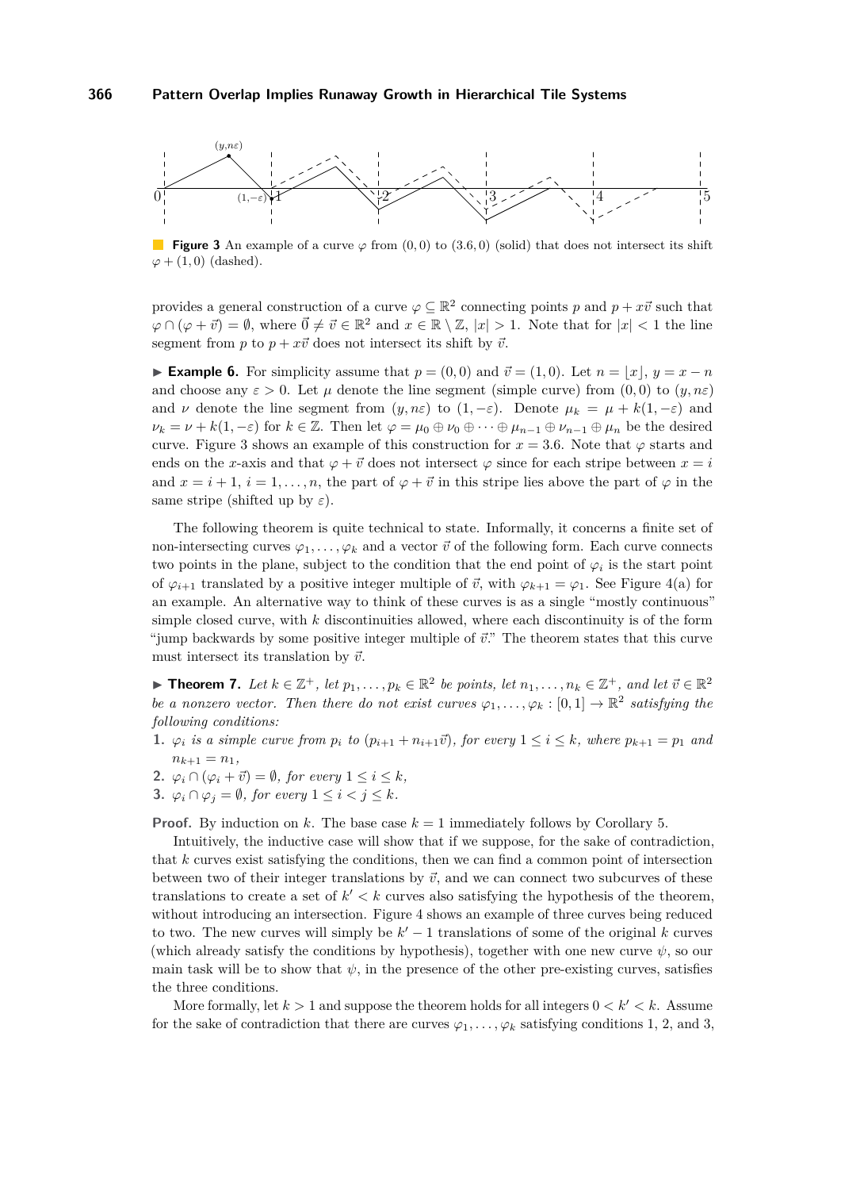**Figure 3** An example of a curve $\varphi$ from $(0,0)$ to $(3.6,0)$ (solid) that does not intersect its shift $\varphi + (1,0)$ (dashed).

provides a general construction of a curve $\varphi \subseteq \mathbb{R}^2$ connecting points $p$ and $p + x\vec{v}$ such that $\varphi \cap (\varphi + \vec{v}) = \emptyset$, where $\vec{0} \neq \vec{v} \in \mathbb{R}^2$ and $x \in \mathbb{R} \setminus \mathbb{Z}$, $|x| > 1$. Note that for $|x| < 1$ the line segment from $p$ to $p + x\vec{v}$ does not intersect its shift by $\vec{v}$.

▶ **Example 6.** For simplicity assume that $p = (0,0)$ and $\vec{v} = (1,0)$. Let $n = \lfloor x \rfloor$, $y = x - n$ and choose any $\varepsilon > 0$. Let $\mu$ denote the line segment (simple curve) from $(0,0)$ to $(y, n\varepsilon)$ and $\nu$ denote the line segment from $(y, n\varepsilon)$ to $(1, -\varepsilon)$. Denote $\mu_k = \mu + k(1, -\varepsilon)$ and $\nu_k = \nu + k(1, -\varepsilon)$ for $k \in \mathbb{Z}$. Then let $\varphi = \mu_0 \oplus \nu_0 \oplus \cdots \oplus \mu_{n-1} \oplus \nu_{n-1} \oplus \mu_n$ be the desired curve. Figure 3 shows an example of this construction for $x = 3.6$. Note that $\varphi$ starts and ends on the $x$-axis and that $\varphi + \vec{v}$ does not intersect $\varphi$ since for each stripe between $x = i$ and $x = i + 1$, $i = 1, \ldots, n$, the part of $\varphi + \vec{v}$ in this stripe lies above the part of $\varphi$ in the same stripe (shifted up by $\varepsilon$).

The following theorem is quite technical to state. Informally, it concerns a finite set of non-intersecting curves $\varphi_1, \ldots, \varphi_k$ and a vector $\vec{v}$ of the following form. Each curve connects two points in the plane, subject to the condition that the end point of $\varphi_i$ is the start point of $\varphi_{i+1}$ translated by a positive integer multiple of $\vec{v}$, with $\varphi_{k+1} = \varphi_1$. See Figure 4(a) for an example. An alternative way to think of these curves is as a single "mostly continuous" simple closed curve, with $k$ discontinuities allowed, where each discontinuity is of the form "jump backwards by some positive integer multiple of $\vec{v}$." The theorem states that this curve must intersect its translation by $\vec{v}$.

▶ **Theorem 7.** *Let $k \in \mathbb{Z}^+$, let $p_1, \ldots, p_k \in \mathbb{R}^2$ be points, let $n_1, \ldots, n_k \in \mathbb{Z}^+$, and let $\vec{v} \in \mathbb{R}^2$ be a nonzero vector. Then there do not exist curves $\varphi_1, \ldots, \varphi_k : [0,1] \to \mathbb{R}^2$ satisfying the following conditions:*

1. *$\varphi_i$ is a simple curve from $p_i$ to $(p_{i+1} + n_{i+1}\vec{v})$, for every $1 \leq i \leq k$, where $p_{k+1} = p_1$ and $n_{k+1} = n_1$,*
2. *$\varphi_i \cap (\varphi_i + \vec{v}) = \emptyset$, for every $1 \leq i \leq k$,*
3. *$\varphi_i \cap \varphi_j = \emptyset$, for every $1 \leq i < j \leq k$.*

**Proof.** By induction on $k$. The base case $k = 1$ immediately follows by Corollary 5.

Intuitively, the inductive case will show that if we suppose, for the sake of contradiction, that $k$ curves exist satisfying the conditions, then we can find a common point of intersection between two of their integer translations by $\vec{v}$, and we can connect two subcurves of these translations to create a set of $k' < k$ curves also satisfying the hypothesis of the theorem, without introducing an intersection. Figure 4 shows an example of three curves being reduced to two. The new curves will simply be $k' - 1$ translations of some of the original $k$ curves (which already satisfy the conditions by hypothesis), together with one new curve $\psi$, so our main task will be to show that $\psi$, in the presence of the other pre-existing curves, satisfies the three conditions.

More formally, let $k > 1$ and suppose the theorem holds for all integers $0 < k' < k$. Assume for the sake of contradiction that there are curves $\varphi_1, \ldots, \varphi_k$ satisfying conditions 1, 2, and 3,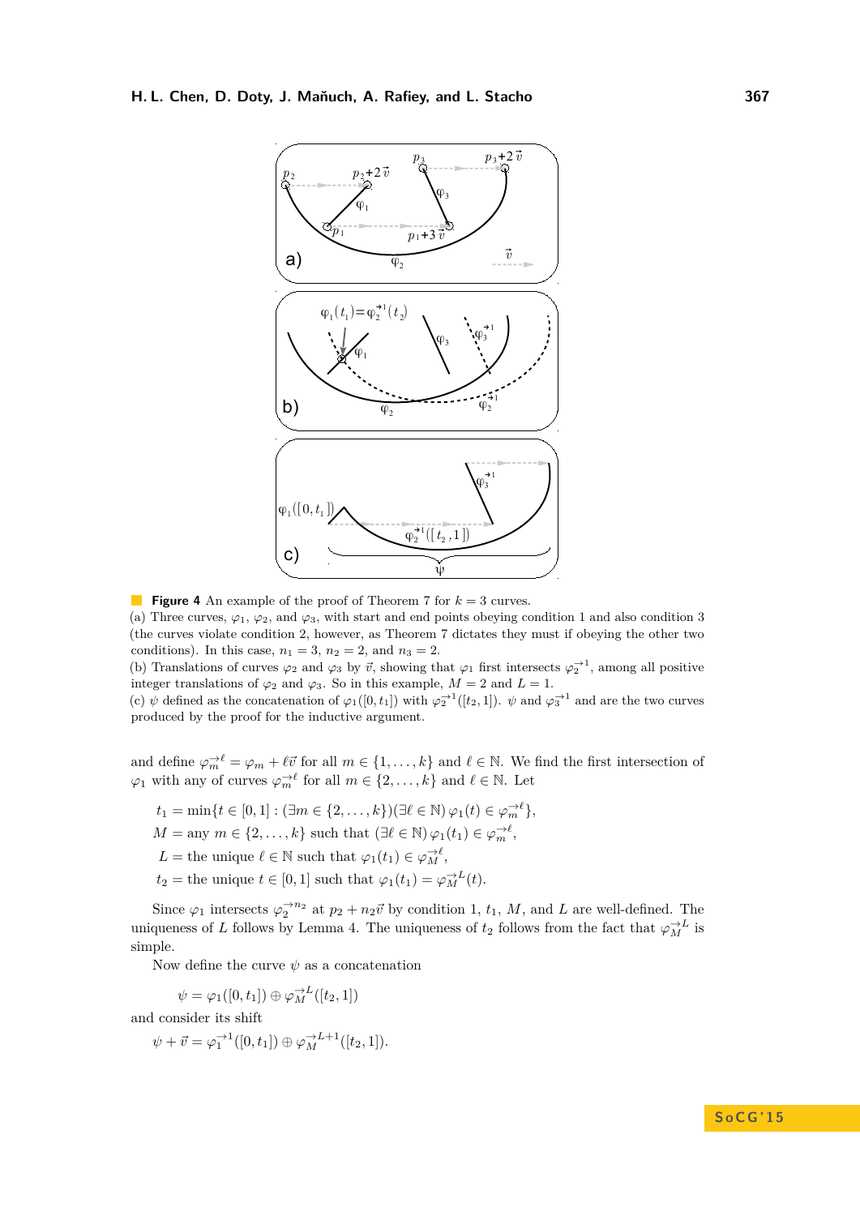**Figure 4** An example of the proof of Theorem 7 for $k = 3$ curves.
(a) Three curves, $\varphi_1$, $\varphi_2$, and $\varphi_3$, with start and end points obeying condition 1 and also condition 3 (the curves violate condition 2, however, as Theorem 7 dictates they must if obeying the other two conditions). In this case, $n_1 = 3$, $n_2 = 2$, and $n_3 = 2$.
(b) Translations of curves $\varphi_2$ and $\varphi_3$ by $\vec{v}$, showing that $\varphi_1$ first intersects $\varphi_2^{\vec{\to}1}$, among all positive integer translations of $\varphi_2$ and $\varphi_3$. So in this example, $M = 2$ and $L = 1$.
(c) $\psi$ defined as the concatenation of $\varphi_1([0, t_1])$ with $\varphi_2^{\vec{\to}1}([t_2, 1])$. $\psi$ and $\varphi_3^{\vec{\to}1}$ and are the two curves produced by the proof for the inductive argument.

and define $\varphi_m^{\vec{\to}\ell} = \varphi_m + \ell\vec{v}$ for all $m \in \{1, \ldots, k\}$ and $\ell \in \mathbb{N}$. We find the first intersection of $\varphi_1$ with any of curves $\varphi_m^{\vec{\to}\ell}$ for all $m \in \{2, \ldots, k\}$ and $\ell \in \mathbb{N}$. Let

$$
\begin{aligned}
t_1 &= \min\{t \in [0, 1] : (\exists m \in \{2, \ldots, k\})(\exists \ell \in \mathbb{N})\, \varphi_1(t) \in \varphi_m^{\vec{\to}\ell}\},\\
M &= \text{any } m \in \{2, \ldots, k\} \text{ such that } (\exists \ell \in \mathbb{N})\, \varphi_1(t_1) \in \varphi_m^{\vec{\to}\ell},\\
L &= \text{the unique } \ell \in \mathbb{N} \text{ such that } \varphi_1(t_1) \in \varphi_M^{\vec{\to}\ell},\\
t_2 &= \text{the unique } t \in [0, 1] \text{ such that } \varphi_1(t_1) = \varphi_M^{\vec{\to}L}(t).
\end{aligned}
$$

Since $\varphi_1$ intersects $\varphi_2^{\vec{\to}n_2}$ at $p_2 + n_2\vec{v}$ by condition 1, $t_1$, $M$, and $L$ are well-defined. The uniqueness of $L$ follows by Lemma 4. The uniqueness of $t_2$ follows from the fact that $\varphi_M^{\vec{\to}L}$ is simple.

Now define the curve $\psi$ as a concatenation

$$\psi = \varphi_1([0, t_1]) \oplus \varphi_M^{\vec{\to}L}([t_2, 1])$$

and consider its shift

$$\psi + \vec{v} = \varphi_1^{\vec{\to}1}([0, t_1]) \oplus \varphi_M^{\vec{\to}L+1}([t_2, 1]).$$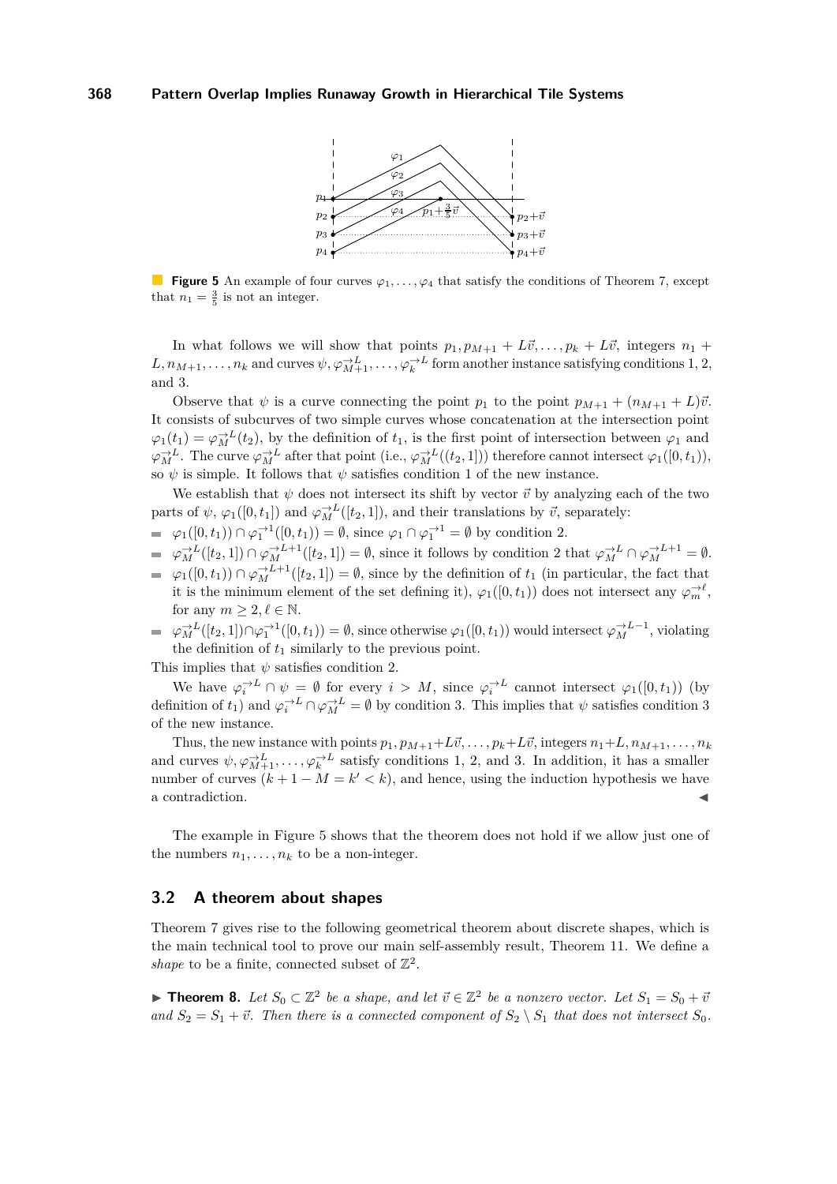**Figure 5** An example of four curves $\varphi_1, \ldots, \varphi_4$ that satisfy the conditions of Theorem 7, except that $n_1 = \frac{3}{5}$ is not an integer.

In what follows we will show that points $p_1, p_{M+1} + L\vec{v}, \ldots, p_k + L\vec{v}$, integers $n_1 + L, n_{M+1}, \ldots, n_k$ and curves $\psi, \varphi_{M+1}^{\to L}, \ldots, \varphi_k^{\to L}$ form another instance satisfying conditions 1, 2, and 3.

Observe that $\psi$ is a curve connecting the point $p_1$ to the point $p_{M+1} + (n_{M+1} + L)\vec{v}$. It consists of subcurves of two simple curves whose concatenation at the intersection point $\varphi_1(t_1) = \varphi_M^{\to L}(t_2)$, by the definition of $t_1$, is the first point of intersection between $\varphi_1$ and $\varphi_M^{\to L}$. The curve $\varphi_M^{\to L}$ after that point (i.e., $\varphi_M^{\to L}((t_2, 1])$) therefore cannot intersect $\varphi_1([0, t_1))$, so $\psi$ is simple. It follows that $\psi$ satisfies condition 1 of the new instance.

We establish that $\psi$ does not intersect its shift by vector $\vec{v}$ by analyzing each of the two parts of $\psi$, $\varphi_1([0, t_1])$ and $\varphi_M^{\to L}([t_2, 1])$, and their translations by $\vec{v}$, separately:

- $\varphi_1([0, t_1)) \cap \varphi_1^{\to 1}([0, t_1)) = \emptyset$, since $\varphi_1 \cap \varphi_1^{\to 1} = \emptyset$ by condition 2.
- $\varphi_M^{\to L}([t_2, 1]) \cap \varphi_M^{\to L+1}([t_2, 1]) = \emptyset$, since it follows by condition 2 that $\varphi_M^{\to L} \cap \varphi_M^{\to L+1} = \emptyset$.
- $\varphi_1([0, t_1)) \cap \varphi_M^{\to L+1}([t_2, 1]) = \emptyset$, since by the definition of $t_1$ (in particular, the fact that it is the minimum element of the set defining it), $\varphi_1([0, t_1))$ does not intersect any $\varphi_m^{\to \ell}$, for any $m \geq 2, \ell \in \mathbb{N}$.
- $\varphi_M^{\to L}([t_2, 1]) \cap \varphi_1^{\to 1}([0, t_1)) = \emptyset$, since otherwise $\varphi_1([0, t_1))$ would intersect $\varphi_M^{\to L-1}$, violating the definition of $t_1$ similarly to the previous point.

This implies that $\psi$ satisfies condition 2.

We have $\varphi_i^{\to L} \cap \psi = \emptyset$ for every $i > M$, since $\varphi_i^{\to L}$ cannot intersect $\varphi_1([0, t_1))$ (by definition of $t_1$) and $\varphi_i^{\to L} \cap \varphi_M^{\to L} = \emptyset$ by condition 3. This implies that $\psi$ satisfies condition 3 of the new instance.

Thus, the new instance with points $p_1, p_{M+1} + L\vec{v}, \ldots, p_k + L\vec{v}$, integers $n_1 + L, n_{M+1}, \ldots, n_k$ and curves $\psi, \varphi_{M+1}^{\to L}, \ldots, \varphi_k^{\to L}$ satisfy conditions 1, 2, and 3. In addition, it has a smaller number of curves ($k + 1 - M = k' < k$), and hence, using the induction hypothesis we have a contradiction. ◀

The example in Figure 5 shows that the theorem does not hold if we allow just one of the numbers $n_1, \ldots, n_k$ to be a non-integer.

## 3.2 A theorem about shapes

Theorem 7 gives rise to the following geometrical theorem about discrete shapes, which is the main technical tool to prove our main self-assembly result, Theorem 11. We define a *shape* to be a finite, connected subset of $\mathbb{Z}^2$.

▶ **Theorem 8.** *Let $S_0 \subset \mathbb{Z}^2$ be a shape, and let $\vec{v} \in \mathbb{Z}^2$ be a nonzero vector. Let $S_1 = S_0 + \vec{v}$ and $S_2 = S_1 + \vec{v}$. Then there is a connected component of $S_2 \setminus S_1$ that does not intersect $S_0$.*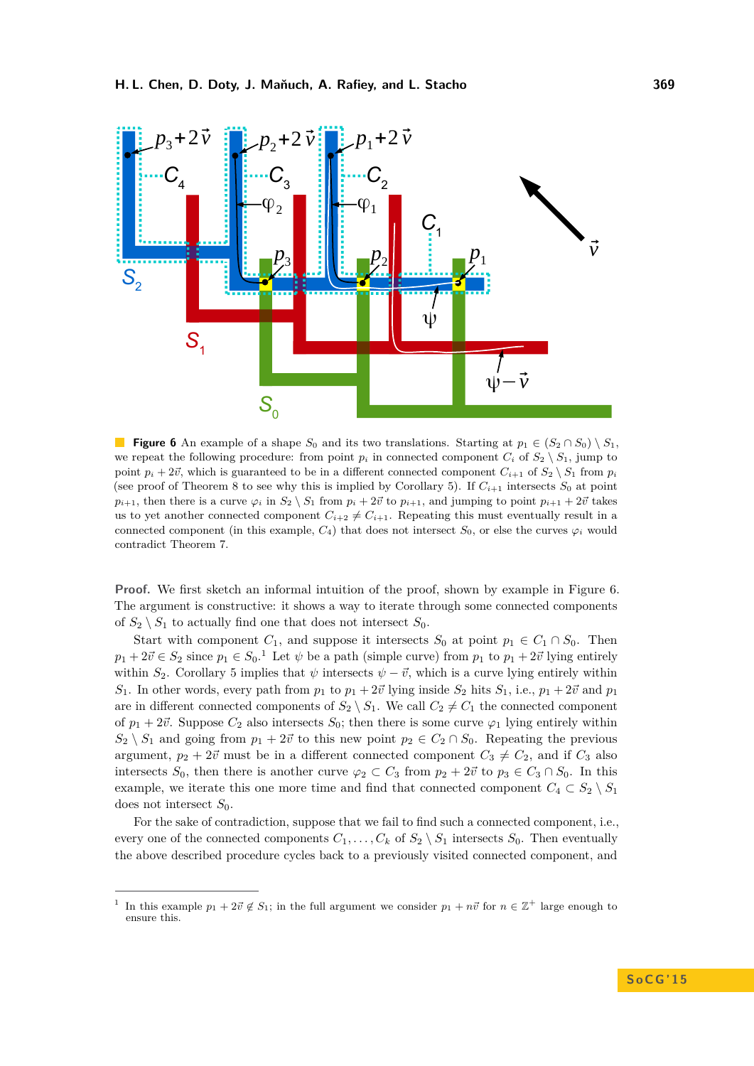**Figure 6** An example of a shape $S_0$ and its two translations. Starting at $p_1 \in (S_2 \cap S_0) \setminus S_1$, we repeat the following procedure: from point $p_i$ in connected component $C_i$ of $S_2 \setminus S_1$, jump to point $p_i + 2\vec{v}$, which is guaranteed to be in a different connected component $C_{i+1}$ of $S_2 \setminus S_1$ from $p_i$ (see proof of Theorem 8 to see why this is implied by Corollary 5). If $C_{i+1}$ intersects $S_0$ at point $p_{i+1}$, then there is a curve $\varphi_i$ in $S_2 \setminus S_1$ from $p_i + 2\vec{v}$ to $p_{i+1}$, and jumping to point $p_{i+1} + 2\vec{v}$ takes us to yet another connected component $C_{i+2} \neq C_{i+1}$. Repeating this must eventually result in a connected component (in this example, $C_4$) that does not intersect $S_0$, or else the curves $\varphi_i$ would contradict Theorem 7.

**Proof.** We first sketch an informal intuition of the proof, shown by example in Figure 6. The argument is constructive: it shows a way to iterate through some connected components of $S_2 \setminus S_1$ to actually find one that does not intersect $S_0$.

Start with component $C_1$, and suppose it intersects $S_0$ at point $p_1 \in C_1 \cap S_0$. Then $p_1 + 2\vec{v} \in S_2$ since $p_1 \in S_0$.[1] Let $\psi$ be a path (simple curve) from $p_1$ to $p_1 + 2\vec{v}$ lying entirely within $S_2$. Corollary 5 implies that $\psi$ intersects $\psi - \vec{v}$, which is a curve lying entirely within $S_1$. In other words, every path from $p_1$ to $p_1 + 2\vec{v}$ lying inside $S_2$ hits $S_1$, i.e., $p_1 + 2\vec{v}$ and $p_1$ are in different connected components of $S_2 \setminus S_1$. We call $C_2 \neq C_1$ the connected component of $p_1 + 2\vec{v}$. Suppose $C_2$ also intersects $S_0$; then there is some curve $\varphi_1$ lying entirely within $S_2 \setminus S_1$ and going from $p_1 + 2\vec{v}$ to this new point $p_2 \in C_2 \cap S_0$. Repeating the previous argument, $p_2 + 2\vec{v}$ must be in a different connected component $C_3 \neq C_2$, and if $C_3$ also intersects $S_0$, then there is another curve $\varphi_2 \subset C_3$ from $p_2 + 2\vec{v}$ to $p_3 \in C_3 \cap S_0$. In this example, we iterate this one more time and find that connected component $C_4 \subset S_2 \setminus S_1$ does not intersect $S_0$.

For the sake of contradiction, suppose that we fail to find such a connected component, i.e., every one of the connected components $C_1, \ldots, C_k$ of $S_2 \setminus S_1$ intersects $S_0$. Then eventually the above described procedure cycles back to a previously visited connected component, and

[1] In this example $p_1 + 2\vec{v} \notin S_1$; in the full argument we consider $p_1 + n\vec{v}$ for $n \in \mathbb{Z}^+$ large enough to ensure this.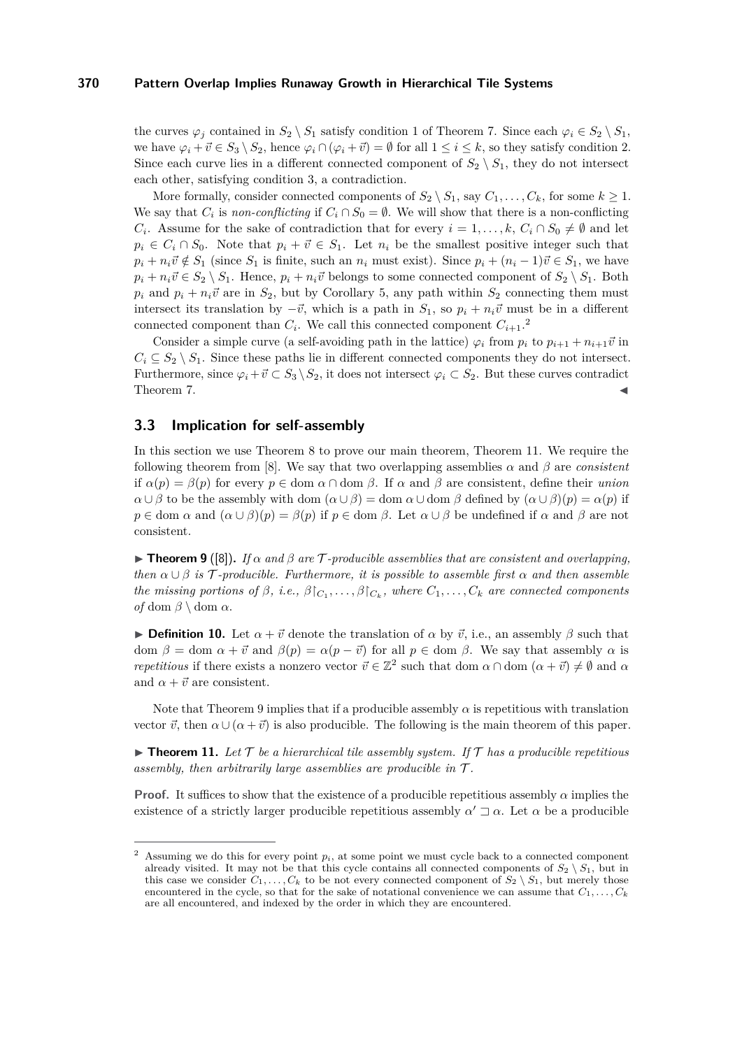the curves $\varphi_j$ contained in $S_2 \setminus S_1$ satisfy condition 1 of Theorem 7. Since each $\varphi_i \in S_2 \setminus S_1$, we have $\varphi_i + \vec{v} \in S_3 \setminus S_2$, hence $\varphi_i \cap (\varphi_i + \vec{v}) = \emptyset$ for all $1 \leq i \leq k$, so they satisfy condition 2. Since each curve lies in a different connected component of $S_2 \setminus S_1$, they do not intersect each other, satisfying condition 3, a contradiction.

More formally, consider connected components of $S_2 \setminus S_1$, say $C_1, \ldots, C_k$, for some $k \geq 1$. We say that $C_i$ is *non-conflicting* if $C_i \cap S_0 = \emptyset$. We will show that there is a non-conflicting $C_i$. Assume for the sake of contradiction that for every $i = 1, \ldots, k$, $C_i \cap S_0 \neq \emptyset$ and let $p_i \in C_i \cap S_0$. Note that $p_i + \vec{v} \in S_1$. Let $n_i$ be the smallest positive integer such that $p_i + n_i\vec{v} \notin S_1$ (since $S_1$ is finite, such an $n_i$ must exist). Since $p_i + (n_i - 1)\vec{v} \in S_1$, we have $p_i + n_i\vec{v} \in S_2 \setminus S_1$. Hence, $p_i + n_i\vec{v}$ belongs to some connected component of $S_2 \setminus S_1$. Both $p_i$ and $p_i + n_i\vec{v}$ are in $S_2$, but by Corollary 5, any path within $S_2$ connecting them must intersect its translation by $-\vec{v}$, which is a path in $S_1$, so $p_i + n_i\vec{v}$ must be in a different connected component than $C_i$. We call this connected component $C_{i+1}$.[2]

Consider a simple curve (a self-avoiding path in the lattice) $\varphi_i$ from $p_i$ to $p_{i+1} + n_{i+1}\vec{v}$ in $C_i \subseteq S_2 \setminus S_1$. Since these paths lie in different connected components they do not intersect. Furthermore, since $\varphi_i + \vec{v} \subset S_3 \setminus S_2$, it does not intersect $\varphi_i \subset S_2$. But these curves contradict Theorem 7. ◀

## 3.3 Implication for self-assembly

In this section we use Theorem 8 to prove our main theorem, Theorem 11. We require the following theorem from [8]. We say that two overlapping assemblies $\alpha$ and $\beta$ are *consistent* if $\alpha(p) = \beta(p)$ for every $p \in \text{dom}\, \alpha \cap \text{dom}\, \beta$. If $\alpha$ and $\beta$ are consistent, define their *union* $\alpha \cup \beta$ to be the assembly with $\text{dom}\, (\alpha \cup \beta) = \text{dom}\, \alpha \cup \text{dom}\, \beta$ defined by $(\alpha \cup \beta)(p) = \alpha(p)$ if $p \in \text{dom}\, \alpha$ and $(\alpha \cup \beta)(p) = \beta(p)$ if $p \in \text{dom}\, \beta$. Let $\alpha \cup \beta$ be undefined if $\alpha$ and $\beta$ are not consistent.

▶ **Theorem 9** ([8])**.** *If $\alpha$ and $\beta$ are $\mathcal{T}$-producible assemblies that are consistent and overlapping, then $\alpha \cup \beta$ is $\mathcal{T}$-producible. Furthermore, it is possible to assemble first $\alpha$ and then assemble the missing portions of $\beta$, i.e., $\beta\restriction_{C_1}, \ldots, \beta\restriction_{C_k}$, where $C_1, \ldots, C_k$ are connected components of $\text{dom}\, \beta \setminus \text{dom}\, \alpha$.*

▶ **Definition 10.** Let $\alpha + \vec{v}$ denote the translation of $\alpha$ by $\vec{v}$, i.e., an assembly $\beta$ such that $\text{dom}\, \beta = \text{dom}\, \alpha + \vec{v}$ and $\beta(p) = \alpha(p - \vec{v})$ for all $p \in \text{dom}\, \beta$. We say that assembly $\alpha$ is *repetitious* if there exists a nonzero vector $\vec{v} \in \mathbb{Z}^2$ such that $\text{dom}\, \alpha \cap \text{dom}\, (\alpha + \vec{v}) \neq \emptyset$ and $\alpha$ and $\alpha + \vec{v}$ are consistent.

Note that Theorem 9 implies that if a producible assembly $\alpha$ is repetitious with translation vector $\vec{v}$, then $\alpha \cup (\alpha + \vec{v})$ is also producible. The following is the main theorem of this paper.

▶ **Theorem 11.** *Let $\mathcal{T}$ be a hierarchical tile assembly system. If $\mathcal{T}$ has a producible repetitious assembly, then arbitrarily large assemblies are producible in $\mathcal{T}$.*

**Proof.** It suffices to show that the existence of a producible repetitious assembly $\alpha$ implies the existence of a strictly larger producible repetitious assembly $\alpha' \sqsupset \alpha$. Let $\alpha$ be a producible

---

[2] Assuming we do this for every point $p_i$, at some point we must cycle back to a connected component already visited. It may not be that this cycle contains all connected components of $S_2 \setminus S_1$, but in this case we consider $C_1, \ldots, C_k$ to be not every connected component of $S_2 \setminus S_1$, but merely those encountered in the cycle, so that for the sake of notational convenience we can assume that $C_1, \ldots, C_k$ are all encountered, and indexed by the order in which they are encountered.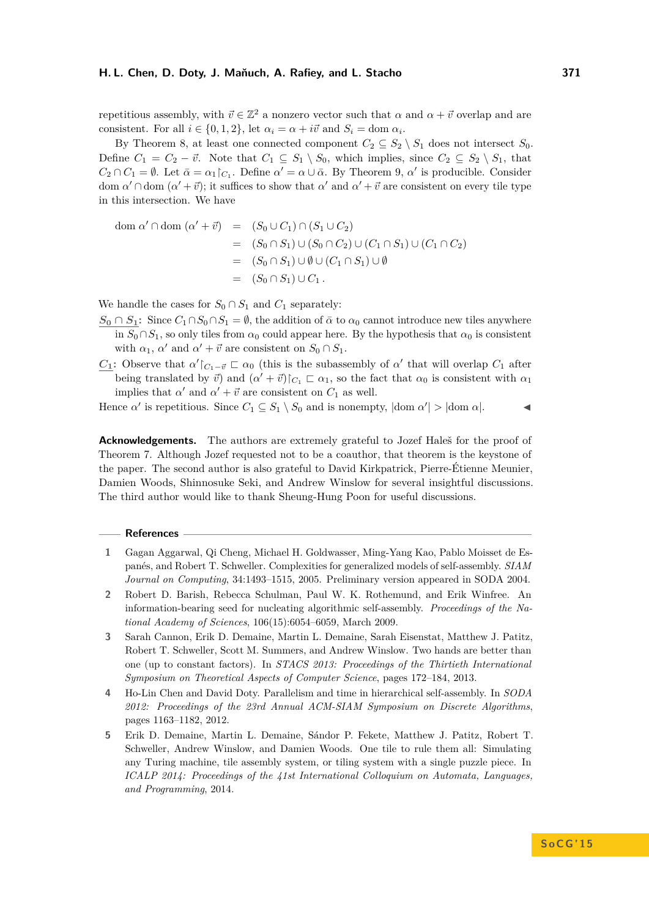repetitious assembly, with $\vec{v} \in \mathbb{Z}^2$ a nonzero vector such that $\alpha$ and $\alpha + \vec{v}$ overlap and are consistent. For all $i \in \{0, 1, 2\}$, let $\alpha_i = \alpha + i\vec{v}$ and $S_i = \text{dom}\ \alpha_i$.

By Theorem 8, at least one connected component $C_2 \subseteq S_2 \setminus S_1$ does not intersect $S_0$. Define $C_1 = C_2 - \vec{v}$. Note that $C_1 \subseteq S_1 \setminus S_0$, which implies, since $C_2 \subseteq S_2 \setminus S_1$, that $C_2 \cap C_1 = \emptyset$. Let $\bar{\alpha} = \alpha_1\restriction_{C_1}$. Define $\alpha' = \alpha \cup \bar{\alpha}$. By Theorem 9, $\alpha'$ is producible. Consider dom $\alpha' \cap$ dom $(\alpha' + \vec{v})$; it suffices to show that $\alpha'$ and $\alpha' + \vec{v}$ are consistent on every tile type in this intersection. We have

$$\begin{aligned}
\text{dom}\ \alpha' \cap \text{dom}\ (\alpha' + \vec{v}) &= (S_0 \cup C_1) \cap (S_1 \cup C_2) \\
&= (S_0 \cap S_1) \cup (S_0 \cap C_2) \cup (C_1 \cap S_1) \cup (C_1 \cap C_2) \\
&= (S_0 \cap S_1) \cup \emptyset \cup (C_1 \cap S_1) \cup \emptyset \\
&= (S_0 \cap S_1) \cup C_1 \,.
\end{aligned}$$

We handle the cases for $S_0 \cap S_1$ and $C_1$ separately:

$\underline{S_0 \cap S_1}$: Since $C_1 \cap S_0 \cap S_1 = \emptyset$, the addition of $\bar{\alpha}$ to $\alpha_0$ cannot introduce new tiles anywhere in $S_0 \cap S_1$, so only tiles from $\alpha_0$ could appear here. By the hypothesis that $\alpha_0$ is consistent with $\alpha_1$, $\alpha'$ and $\alpha' + \vec{v}$ are consistent on $S_0 \cap S_1$.

$\underline{C_1}$: Observe that $\alpha'\restriction_{C_1 - \vec{v}} \sqsubseteq \alpha_0$ (this is the subassembly of $\alpha'$ that will overlap $C_1$ after being translated by $\vec{v}$) and $(\alpha' + \vec{v})\restriction_{C_1} \sqsubseteq \alpha_1$, so the fact that $\alpha_0$ is consistent with $\alpha_1$ implies that $\alpha'$ and $\alpha' + \vec{v}$ are consistent on $C_1$ as well.

Hence $\alpha'$ is repetitious. Since $C_1 \subseteq S_1 \setminus S_0$ and is nonempty, $|\text{dom}\ \alpha'| > |\text{dom}\ \alpha|$. ◀

**Acknowledgements.** The authors are extremely grateful to Jozef Haleš for the proof of Theorem 7. Although Jozef requested not to be a coauthor, that theorem is the keystone of the paper. The second author is also grateful to David Kirkpatrick, Pierre-Étienne Meunier, Damien Woods, Shinnosuke Seki, and Andrew Winslow for several insightful discussions. The third author would like to thank Sheung-Hung Poon for useful discussions.

## References

1. Gagan Aggarwal, Qi Cheng, Michael H. Goldwasser, Ming-Yang Kao, Pablo Moisset de Espanés, and Robert T. Schweller. Complexities for generalized models of self-assembly. *SIAM Journal on Computing*, 34:1493–1515, 2005. Preliminary version appeared in SODA 2004.
2. Robert D. Barish, Rebecca Schulman, Paul W. K. Rothemund, and Erik Winfree. An information-bearing seed for nucleating algorithmic self-assembly. *Proceedings of the National Academy of Sciences*, 106(15):6054–6059, March 2009.
3. Sarah Cannon, Erik D. Demaine, Martin L. Demaine, Sarah Eisenstat, Matthew J. Patitz, Robert T. Schweller, Scott M. Summers, and Andrew Winslow. Two hands are better than one (up to constant factors). In *STACS 2013: Proceedings of the Thirtieth International Symposium on Theoretical Aspects of Computer Science*, pages 172–184, 2013.
4. Ho-Lin Chen and David Doty. Parallelism and time in hierarchical self-assembly. In *SODA 2012: Proceedings of the 23rd Annual ACM-SIAM Symposium on Discrete Algorithms*, pages 1163–1182, 2012.
5. Erik D. Demaine, Martin L. Demaine, Sándor P. Fekete, Matthew J. Patitz, Robert T. Schweller, Andrew Winslow, and Damien Woods. One tile to rule them all: Simulating any Turing machine, tile assembly system, or tiling system with a single puzzle piece. In *ICALP 2014: Proceedings of the 41st International Colloquium on Automata, Languages, and Programming*, 2014.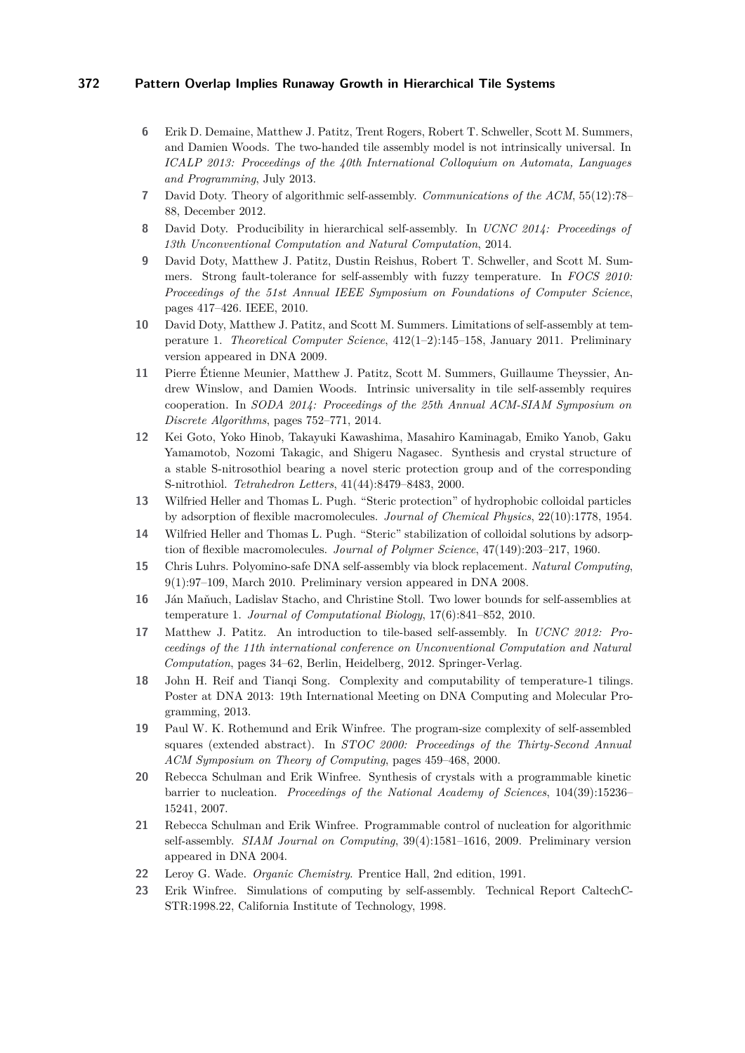6. Erik D. Demaine, Matthew J. Patitz, Trent Rogers, Robert T. Schweller, Scott M. Summers, and Damien Woods. The two-handed tile assembly model is not intrinsically universal. In *ICALP 2013: Proceedings of the 40th International Colloquium on Automata, Languages and Programming*, July 2013.
7. David Doty. Theory of algorithmic self-assembly. *Communications of the ACM*, 55(12):78–88, December 2012.
8. David Doty. Producibility in hierarchical self-assembly. In *UCNC 2014: Proceedings of 13th Unconventional Computation and Natural Computation*, 2014.
9. David Doty, Matthew J. Patitz, Dustin Reishus, Robert T. Schweller, and Scott M. Summers. Strong fault-tolerance for self-assembly with fuzzy temperature. In *FOCS 2010: Proceedings of the 51st Annual IEEE Symposium on Foundations of Computer Science*, pages 417–426. IEEE, 2010.
10. David Doty, Matthew J. Patitz, and Scott M. Summers. Limitations of self-assembly at temperature 1. *Theoretical Computer Science*, 412(1–2):145–158, January 2011. Preliminary version appeared in DNA 2009.
11. Pierre Étienne Meunier, Matthew J. Patitz, Scott M. Summers, Guillaume Theyssier, Andrew Winslow, and Damien Woods. Intrinsic universality in tile self-assembly requires cooperation. In *SODA 2014: Proceedings of the 25th Annual ACM-SIAM Symposium on Discrete Algorithms*, pages 752–771, 2014.
12. Kei Goto, Yoko Hinob, Takayuki Kawashima, Masahiro Kaminagab, Emiko Yanob, Gaku Yamamotob, Nozomi Takagic, and Shigeru Nagasec. Synthesis and crystal structure of a stable S-nitrosothiol bearing a novel steric protection group and of the corresponding S-nitrothiol. *Tetrahedron Letters*, 41(44):8479–8483, 2000.
13. Wilfried Heller and Thomas L. Pugh. "Steric protection" of hydrophobic colloidal particles by adsorption of flexible macromolecules. *Journal of Chemical Physics*, 22(10):1778, 1954.
14. Wilfried Heller and Thomas L. Pugh. "Steric" stabilization of colloidal solutions by adsorption of flexible macromolecules. *Journal of Polymer Science*, 47(149):203–217, 1960.
15. Chris Luhrs. Polyomino-safe DNA self-assembly via block replacement. *Natural Computing*, 9(1):97–109, March 2010. Preliminary version appeared in DNA 2008.
16. Ján Maňuch, Ladislav Stacho, and Christine Stoll. Two lower bounds for self-assemblies at temperature 1. *Journal of Computational Biology*, 17(6):841–852, 2010.
17. Matthew J. Patitz. An introduction to tile-based self-assembly. In *UCNC 2012: Proceedings of the 11th international conference on Unconventional Computation and Natural Computation*, pages 34–62, Berlin, Heidelberg, 2012. Springer-Verlag.
18. John H. Reif and Tianqi Song. Complexity and computability of temperature-1 tilings. Poster at DNA 2013: 19th International Meeting on DNA Computing and Molecular Programming, 2013.
19. Paul W. K. Rothemund and Erik Winfree. The program-size complexity of self-assembled squares (extended abstract). In *STOC 2000: Proceedings of the Thirty-Second Annual ACM Symposium on Theory of Computing*, pages 459–468, 2000.
20. Rebecca Schulman and Erik Winfree. Synthesis of crystals with a programmable kinetic barrier to nucleation. *Proceedings of the National Academy of Sciences*, 104(39):15236–15241, 2007.
21. Rebecca Schulman and Erik Winfree. Programmable control of nucleation for algorithmic self-assembly. *SIAM Journal on Computing*, 39(4):1581–1616, 2009. Preliminary version appeared in DNA 2004.
22. Leroy G. Wade. *Organic Chemistry*. Prentice Hall, 2nd edition, 1991.
23. Erik Winfree. Simulations of computing by self-assembly. Technical Report CaltechCSTR:1998.22, California Institute of Technology, 1998.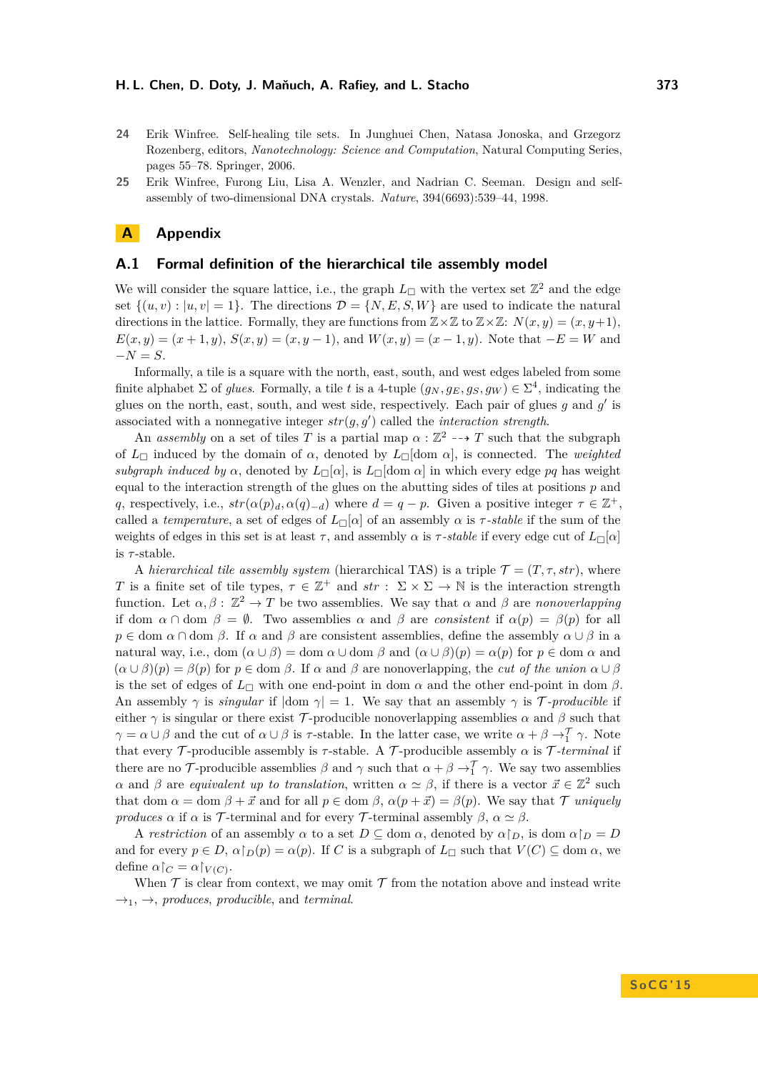24 Erik Winfree. Self-healing tile sets. In Junghuei Chen, Natasa Jonoska, and Grzegorz Rozenberg, editors, *Nanotechnology: Science and Computation*, Natural Computing Series, pages 55–78. Springer, 2006.

25 Erik Winfree, Furong Liu, Lisa A. Wenzler, and Nadrian C. Seeman. Design and self-assembly of two-dimensional DNA crystals. *Nature*, 394(6693):539–44, 1998.

# A Appendix

## A.1 Formal definition of the hierarchical tile assembly model

We will consider the square lattice, i.e., the graph $L_\square$ with the vertex set $\mathbb{Z}^2$ and the edge set $\{(u,v) : |u,v| = 1\}$. The directions $\mathcal{D} = \{N, E, S, W\}$ are used to indicate the natural directions in the lattice. Formally, they are functions from $\mathbb{Z}\times\mathbb{Z}$ to $\mathbb{Z}\times\mathbb{Z}$: $N(x,y) = (x, y+1)$, $E(x,y) = (x+1, y)$, $S(x,y) = (x, y-1)$, and $W(x,y) = (x-1, y)$. Note that $-E = W$ and $-N = S$.

Informally, a tile is a square with the north, east, south, and west edges labeled from some finite alphabet $\Sigma$ of *glues*. Formally, a tile $t$ is a 4-tuple $(g_N, g_E, g_S, g_W) \in \Sigma^4$, indicating the glues on the north, east, south, and west side, respectively. Each pair of glues $g$ and $g'$ is associated with a nonnegative integer $str(g, g')$ called the *interaction strength*.

An *assembly* on a set of tiles $T$ is a partial map $\alpha : \mathbb{Z}^2 \dashrightarrow T$ such that the subgraph of $L_\square$ induced by the domain of $\alpha$, denoted by $L_\square[\mathrm{dom}\ \alpha]$, is connected. The *weighted subgraph induced by* $\alpha$, denoted by $L_\square[\alpha]$, is $L_\square[\mathrm{dom}\ \alpha]$ in which every edge $pq$ has weight equal to the interaction strength of the glues on the abutting sides of tiles at positions $p$ and $q$, respectively, i.e., $str(\alpha(p)_d, \alpha(q)_{-d})$ where $d = q - p$. Given a positive integer $\tau \in \mathbb{Z}^+$, called a *temperature*, a set of edges of $L_\square[\alpha]$ of an assembly $\alpha$ is $\tau$*-stable* if the sum of the weights of edges in this set is at least $\tau$, and assembly $\alpha$ is $\tau$*-stable* if every edge cut of $L_\square[\alpha]$ is $\tau$-stable.

A *hierarchical tile assembly system* (hierarchical TAS) is a triple $\mathcal{T} = (T, \tau, str)$, where $T$ is a finite set of tile types, $\tau \in \mathbb{Z}^+$ and $str : \Sigma \times \Sigma \to \mathbb{N}$ is the interaction strength function. Let $\alpha, \beta : \mathbb{Z}^2 \to T$ be two assemblies. We say that $\alpha$ and $\beta$ are *nonoverlapping* if $\mathrm{dom}\ \alpha \cap \mathrm{dom}\ \beta = \emptyset$. Two assemblies $\alpha$ and $\beta$ are *consistent* if $\alpha(p) = \beta(p)$ for all $p \in \mathrm{dom}\ \alpha \cap \mathrm{dom}\ \beta$. If $\alpha$ and $\beta$ are consistent assemblies, define the assembly $\alpha \cup \beta$ in a natural way, i.e., $\mathrm{dom}\ (\alpha \cup \beta) = \mathrm{dom}\ \alpha \cup \mathrm{dom}\ \beta$ and $(\alpha \cup \beta)(p) = \alpha(p)$ for $p \in \mathrm{dom}\ \alpha$ and $(\alpha \cup \beta)(p) = \beta(p)$ for $p \in \mathrm{dom}\ \beta$. If $\alpha$ and $\beta$ are nonoverlapping, the *cut of the union* $\alpha \cup \beta$ is the set of edges of $L_\square$ with one end-point in $\mathrm{dom}\ \alpha$ and the other end-point in $\mathrm{dom}\ \beta$. An assembly $\gamma$ is *singular* if $|\mathrm{dom}\ \gamma| = 1$. We say that an assembly $\gamma$ is $\mathcal{T}$*-producible* if either $\gamma$ is singular or there exist $\mathcal{T}$-producible nonoverlapping assemblies $\alpha$ and $\beta$ such that $\gamma = \alpha \cup \beta$ and the cut of $\alpha \cup \beta$ is $\tau$-stable. In the latter case, we write $\alpha + \beta \to_1^{\mathcal{T}} \gamma$. Note that every $\mathcal{T}$-producible assembly is $\tau$-stable. A $\mathcal{T}$-producible assembly $\alpha$ is $\mathcal{T}$*-terminal* if there are no $\mathcal{T}$-producible assemblies $\beta$ and $\gamma$ such that $\alpha + \beta \to_1^{\mathcal{T}} \gamma$. We say two assemblies $\alpha$ and $\beta$ are *equivalent up to translation*, written $\alpha \simeq \beta$, if there is a vector $\vec{x} \in \mathbb{Z}^2$ such that $\mathrm{dom}\ \alpha = \mathrm{dom}\ \beta + \vec{x}$ and for all $p \in \mathrm{dom}\ \beta$, $\alpha(p + \vec{x}) = \beta(p)$. We say that $\mathcal{T}$ *uniquely produces* $\alpha$ if $\alpha$ is $\mathcal{T}$-terminal and for every $\mathcal{T}$-terminal assembly $\beta$, $\alpha \simeq \beta$.

A *restriction* of an assembly $\alpha$ to a set $D \subseteq \mathrm{dom}\ \alpha$, denoted by $\alpha{\restriction}_D$, is $\mathrm{dom}\ \alpha{\restriction}_D = D$ and for every $p \in D$, $\alpha{\restriction}_D(p) = \alpha(p)$. If $C$ is a subgraph of $L_\square$ such that $V(C) \subseteq \mathrm{dom}\ \alpha$, we define $\alpha{\restriction}_C = \alpha{\restriction}_{V(C)}$.

When $\mathcal{T}$ is clear from context, we may omit $\mathcal{T}$ from the notation above and instead write $\to_1$, $\to$, *produces*, *producible*, and *terminal*.